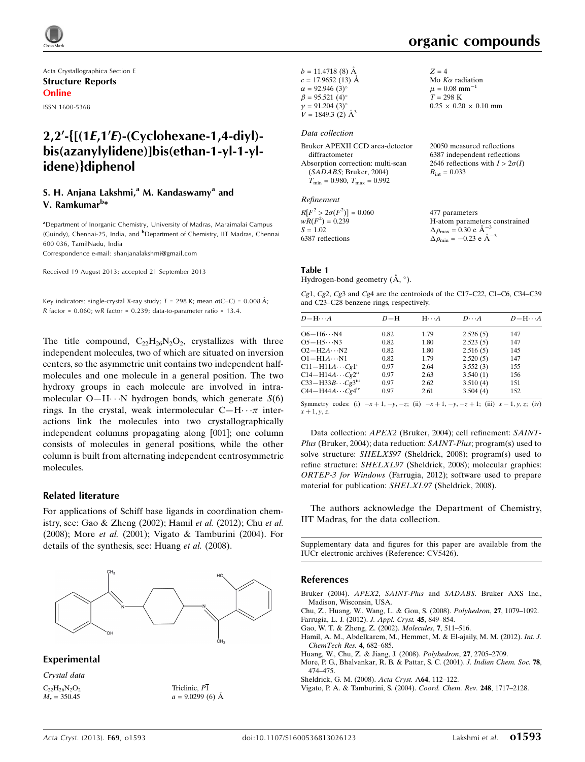Acta Crystallographica Section E

**Structure Reports Online**

ISSN 1600-5368

# 2,2′-{[(1E,1′E)-(Cyclohexane-1,4-diyl)-bis(azanylylidene)]bis(ethan-1-yl-1-yl-idene)}diphenol

**S. H. Anjana Lakshmi,[a] M. Kandaswamy[a] and V. Ramkumar[b]***

[a]Department of Inorganic Chemistry, University of Madras, Maraimalai Campus (Guindy), Chennai-25, India, and [b]Department of Chemistry, IIT Madras, Chennai 600 036, TamilNadu, India

Correspondence e-mail: shanjanalakshmi@gmail.com

Received 19 August 2013; accepted 21 September 2013

Key indicators: single-crystal X-ray study; $T$ = 298 K; mean $\sigma$(C–C) = 0.008 Å; $R$ factor = 0.060; $wR$ factor = 0.239; data-to-parameter ratio = 13.4.

The title compound, $C_{22}H_{26}N_2O_2$, crystallizes with three independent molecules, two of which are situated on inversion centers, so the asymmetric unit contains two independent half-molecules and one molecule in a general position. The two hydroxy groups in each molecule are involved in intramolecular O—H⋯N hydrogen bonds, which generate $S$(6) rings. In the crystal, weak intermolecular C—H⋯π interactions link the molecules into two crystallographically independent columns propagating along [001]; one column consists of molecules in general positions, while the other column is built from alternating independent centrosymmetric molecules.

## Related literature

For applications of Schiff base ligands in coordination chemistry, see: Gao & Zheng (2002); Hamil *et al.* (2012); Chu *et al.* (2008); More *et al.* (2001); Vigato & Tamburini (2004). For details of the synthesis, see: Huang *et al.* (2008).

## Experimental

### Crystal data

$C_{22}H_{26}N_2O_2$
$M_r$ = 350.45
Triclinic, $P\overline{1}$
$a$ = 9.0299 (6) Å
$b$ = 11.4718 (8) Å
$c$ = 17.9652 (13) Å
$\alpha$ = 92.946 (3)°
$\beta$ = 95.521 (4)°
$\gamma$ = 91.204 (3)°
$V$ = 1849.3 (2) Å$^3$
$Z$ = 4
Mo $K\alpha$ radiation
$\mu$ = 0.08 mm$^{-1}$
$T$ = 298 K
0.25 × 0.20 × 0.10 mm

### Data collection

Bruker APEXII CCD area-detector diffractometer
Absorption correction: multi-scan (*SADABS*; Bruker, 2004)
$T_{min}$ = 0.980, $T_{max}$ = 0.992
20050 measured reflections
6387 independent reflections
2646 reflections with $I > 2\sigma(I)$
$R_{int}$ = 0.033

### Refinement

$R[F^2 > 2\sigma(F^2)]$ = 0.060
$wR(F^2)$ = 0.239
$S$ = 1.02
6387 reflections
477 parameters
H-atom parameters constrained
$\Delta\rho_{max}$ = 0.30 e Å$^{-3}$
$\Delta\rho_{min}$ = −0.23 e Å$^{-3}$

**Table 1**
Hydrogen-bond geometry (Å, °).

*Cg*1, *Cg*2, *Cg*3 and *Cg*4 are the centroids of the C17–C22, C1–C6, C34–C39 and C23–C28 benzene rings, respectively.

| $D$—H⋯$A$ | $D$—H | H⋯$A$ | $D$⋯$A$ | $D$—H⋯$A$ |
|---|---|---|---|---|
| O6—H6⋯N4 | 0.82 | 1.79 | 2.526 (5) | 147 |
| O5—H5⋯N3 | 0.82 | 1.80 | 2.523 (5) | 147 |
| O2—H2*A*⋯N2 | 0.82 | 1.80 | 2.516 (5) | 145 |
| O1—H1*A*⋯N1 | 0.82 | 1.79 | 2.520 (5) | 147 |
| C11—H11*A*⋯*Cg*1[i] | 0.97 | 2.64 | 3.552 (3) | 155 |
| C14—H14*A*⋯*Cg*2[ii] | 0.97 | 2.63 | 3.540 (1) | 156 |
| C33—H33*B*⋯*Cg*3[iii] | 0.97 | 2.62 | 3.510 (4) | 151 |
| C44—H44*A*⋯*Cg*4[iv] | 0.97 | 2.61 | 3.504 (4) | 152 |

Symmetry codes: (i) $-x+1, -y, -z$; (ii) $-x+1, -y, -z+1$; (iii) $x-1, y, z$; (iv) $x+1, y, z$.

Data collection: *APEX2* (Bruker, 2004); cell refinement: *SAINT-Plus* (Bruker, 2004); data reduction: *SAINT-Plus*; program(s) used to solve structure: *SHELXS97* (Sheldrick, 2008); program(s) used to refine structure: *SHELXL97* (Sheldrick, 2008); molecular graphics: *ORTEP-3 for Windows* (Farrugia, 2012); software used to prepare material for publication: *SHELXL97* (Sheldrick, 2008).

The authors acknowledge the Department of Chemistry, IIT Madras, for the data collection.

Supplementary data and figures for this paper are available from the IUCr electronic archives (Reference: CV5426).

## References

Bruker (2004). *APEX2*, *SAINT-Plus* and *SADABS*. Bruker AXS Inc., Madison, Wisconsin, USA.
Chu, Z., Huang, W., Wang, L. & Gou, S. (2008). *Polyhedron*, **27**, 1079–1092.
Farrugia, L. J. (2012). *J. Appl. Cryst.* **45**, 849–854.
Gao, W. T. & Zheng, Z. (2002). *Molecules*, **7**, 511–516.
Hamil, A. M., Abdelkarem, M., Hemmet, M. & El-ajaily, M. M. (2012). *Int. J. ChemTech Res.* **4**, 682–685.
Huang, W., Chu, Z. & Jiang, J. (2008). *Polyhedron*, **27**, 2705–2709.
More, P. G., Bhalvankar, R. B. & Pattar, S. C. (2001). *J. Indian Chem. Soc.* **78**, 474–475.
Sheldrick, G. M. (2008). *Acta Cryst.* A**64**, 112–122.
Vigato, P. A. & Tamburini, S. (2004). *Coord. Chem. Rev.* **248**, 1717–2128.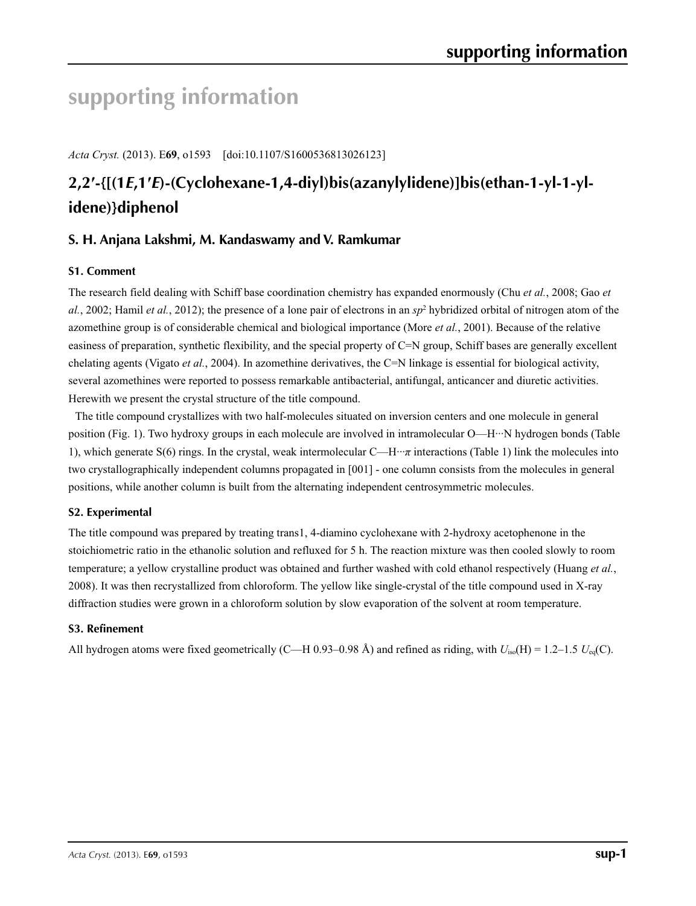# supporting information

*Acta Cryst.* (2013). E**69**, o1593    [doi:10.1107/S1600536813026123]

## 2,2′-{[(1*E*,1′*E*)-(Cyclohexane-1,4-diyl)bis(azanylylidene)]bis(ethan-1-yl-1-ylidene)}diphenol

### S. H. Anjana Lakshmi, M. Kandaswamy and V. Ramkumar

#### S1. Comment

The research field dealing with Schiff base coordination chemistry has expanded enormously (Chu *et al.*, 2008; Gao *et al.*, 2002; Hamil *et al.*, 2012); the presence of a lone pair of electrons in an $sp^2$ hybridized orbital of nitrogen atom of the azomethine group is of considerable chemical and biological importance (More *et al.*, 2001). Because of the relative easiness of preparation, synthetic flexibility, and the special property of C=N group, Schiff bases are generally excellent chelating agents (Vigato *et al.*, 2004). In azomethine derivatives, the C=N linkage is essential for biological activity, several azomethines were reported to possess remarkable antibacterial, antifungal, anticancer and diuretic activities. Herewith we present the crystal structure of the title compound.

The title compound crystallizes with two half-molecules situated on inversion centers and one molecule in general position (Fig. 1). Two hydroxy groups in each molecule are involved in intramolecular O—H···N hydrogen bonds (Table 1), which generate S(6) rings. In the crystal, weak intermolecular C—H···*π* interactions (Table 1) link the molecules into two crystallographically independent columns propagated in [001] - one column consists from the molecules in general positions, while another column is built from the alternating independent centrosymmetric molecules.

#### S2. Experimental

The title compound was prepared by treating trans1, 4-diamino cyclohexane with 2-hydroxy acetophenone in the stoichiometric ratio in the ethanolic solution and refluxed for 5 h. The reaction mixture was then cooled slowly to room temperature; a yellow crystalline product was obtained and further washed with cold ethanol respectively (Huang *et al.*, 2008). It was then recrystallized from chloroform. The yellow like single-crystal of the title compound used in X-ray diffraction studies were grown in a chloroform solution by slow evaporation of the solvent at room temperature.

#### S3. Refinement

All hydrogen atoms were fixed geometrically (C—H 0.93–0.98 Å) and refined as riding, with $U_{iso}$(H) = 1.2–1.5 $U_{eq}$(C).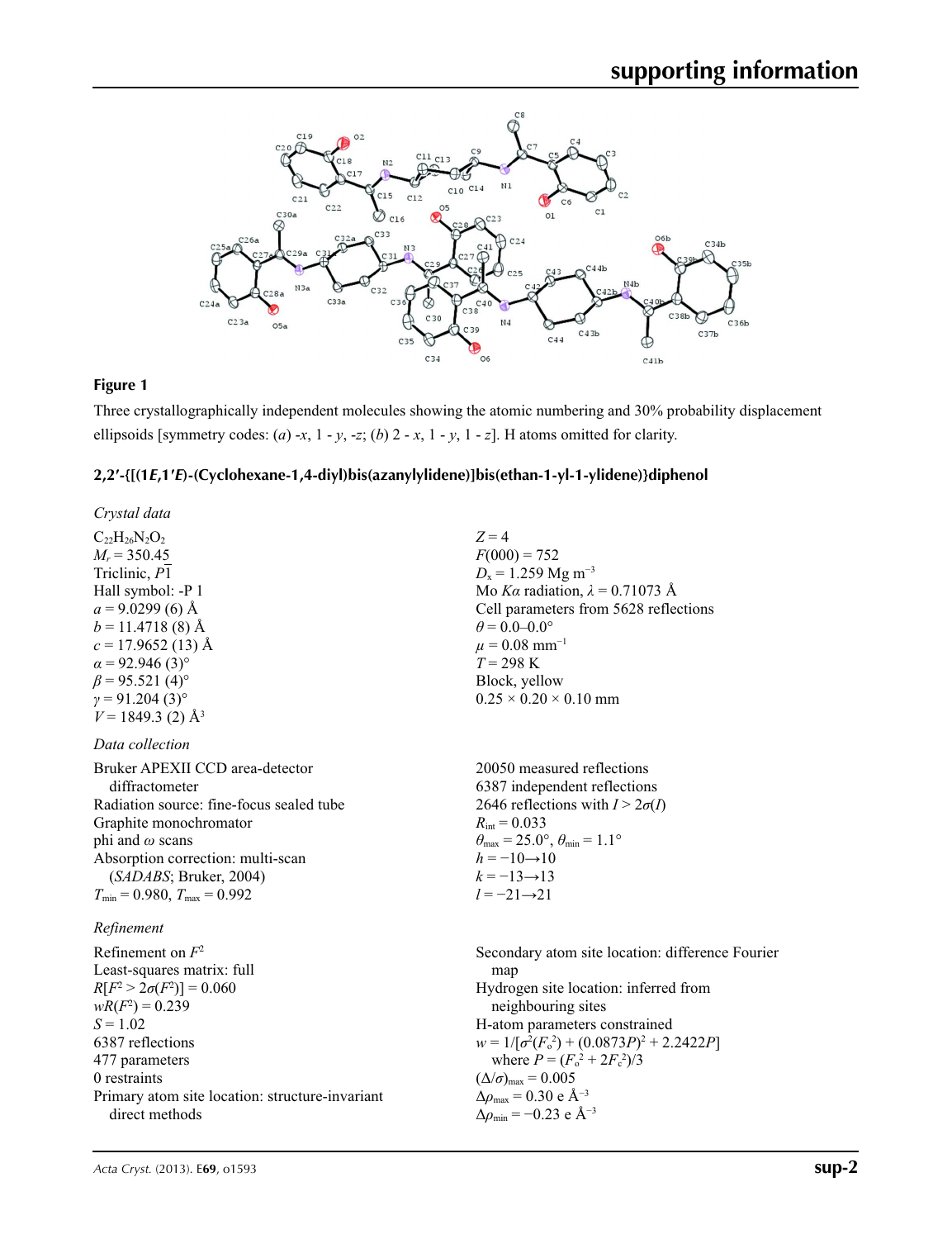**Figure 1**

Three crystallographically independent molecules showing the atomic numbering and 30% probability displacement ellipsoids [symmetry codes: (*a*) -*x*, 1 - *y*, -*z*; (*b*) 2 - *x*, 1 - *y*, 1 - *z*]. H atoms omitted for clarity.

## 2,2′-{[(1*E*,1′*E*)-(Cyclohexane-1,4-diyl)bis(azanylylidene)]bis(ethan-1-yl-1-ylidene)}diphenol

### Crystal data

$C_{22}H_{26}N_2O_2$
$M_r = 350.45$
Triclinic, $P\overline{1}$
Hall symbol: -P 1
$a = 9.0299$ (6) Å
$b = 11.4718$ (8) Å
$c = 17.9652$ (13) Å
$\alpha = 92.946$ (3)°
$\beta = 95.521$ (4)°
$\gamma = 91.204$ (3)°
$V = 1849.3$ (2) Å$^3$
$Z = 4$
$F(000) = 752$
$D_x = 1.259$ Mg m$^{-3}$
Mo $K\alpha$ radiation, $\lambda = 0.71073$ Å
Cell parameters from 5628 reflections
$\theta = 0.0$–$0.0$°
$\mu = 0.08$ mm$^{-1}$
$T = 298$ K
Block, yellow
0.25 × 0.20 × 0.10 mm

### Data collection

Bruker APEXII CCD area-detector diffractometer
Radiation source: fine-focus sealed tube
Graphite monochromator
phi and $\omega$ scans
Absorption correction: multi-scan (*SADABS*; Bruker, 2004)
$T_{min} = 0.980$, $T_{max} = 0.992$
20050 measured reflections
6387 independent reflections
2646 reflections with $I > 2\sigma(I)$
$R_{int} = 0.033$
$\theta_{max} = 25.0$°, $\theta_{min} = 1.1$°
$h = -10\rightarrow10$
$k = -13\rightarrow13$
$l = -21\rightarrow21$

### Refinement

Refinement on $F^2$
Least-squares matrix: full
$R[F^2 > 2\sigma(F^2)] = 0.060$
$wR(F^2) = 0.239$
$S = 1.02$
6387 reflections
477 parameters
0 restraints
Primary atom site location: structure-invariant direct methods
Secondary atom site location: difference Fourier map
Hydrogen site location: inferred from neighbouring sites
H-atom parameters constrained
$w = 1/[\sigma^2(F_o^2) + (0.0873P)^2 + 2.2422P]$
where $P = (F_o^2 + 2F_c^2)/3$
$(\Delta/\sigma)_{max} = 0.005$
$\Delta\rho_{max} = 0.30$ e Å$^{-3}$
$\Delta\rho_{min} = -0.23$ e Å$^{-3}$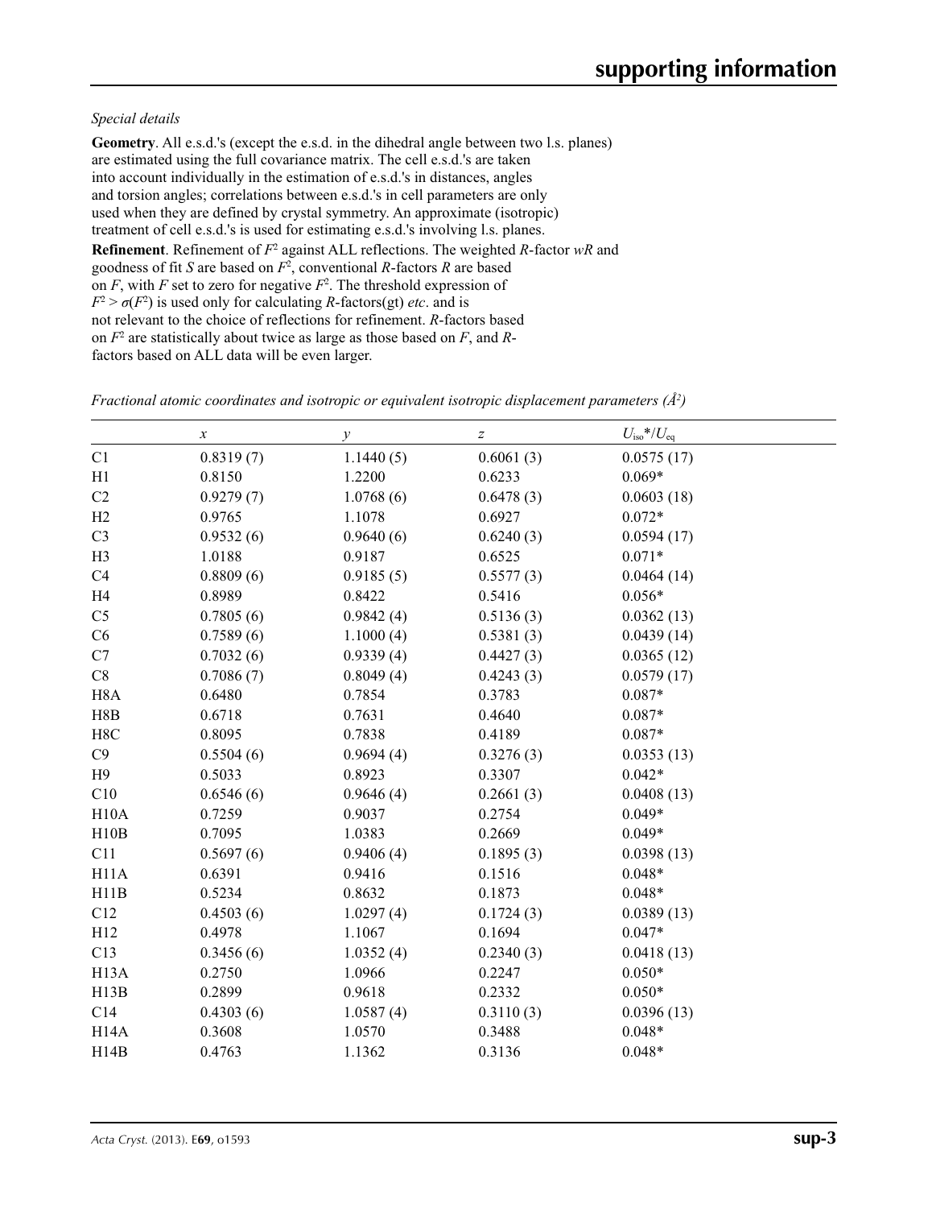*Special details*

**Geometry**. All e.s.d.'s (except the e.s.d. in the dihedral angle between two l.s. planes) are estimated using the full covariance matrix. The cell e.s.d.'s are taken into account individually in the estimation of e.s.d.'s in distances, angles and torsion angles; correlations between e.s.d.'s in cell parameters are only used when they are defined by crystal symmetry. An approximate (isotropic) treatment of cell e.s.d.'s is used for estimating e.s.d.'s involving l.s. planes.

**Refinement**. Refinement of $F^2$ against ALL reflections. The weighted $R$-factor $wR$ and goodness of fit $S$ are based on $F^2$, conventional $R$-factors $R$ are based on $F$, with $F$ set to zero for negative $F^2$. The threshold expression of $F^2 > \sigma(F^2)$ is used only for calculating $R$-factors(gt) *etc*. and is not relevant to the choice of reflections for refinement. $R$-factors based on $F^2$ are statistically about twice as large as those based on $F$, and $R$-factors based on ALL data will be even larger.

*Fractional atomic coordinates and isotropic or equivalent isotropic displacement parameters (Å²)*

| | $x$ | $y$ | $z$ | $U_{iso}$*/$U_{eq}$ |
|---|---|---|---|---|
| C1 | 0.8319 (7) | 1.1440 (5) | 0.6061 (3) | 0.0575 (17) |
| H1 | 0.8150 | 1.2200 | 0.6233 | 0.069* |
| C2 | 0.9279 (7) | 1.0768 (6) | 0.6478 (3) | 0.0603 (18) |
| H2 | 0.9765 | 1.1078 | 0.6927 | 0.072* |
| C3 | 0.9532 (6) | 0.9640 (6) | 0.6240 (3) | 0.0594 (17) |
| H3 | 1.0188 | 0.9187 | 0.6525 | 0.071* |
| C4 | 0.8809 (6) | 0.9185 (5) | 0.5577 (3) | 0.0464 (14) |
| H4 | 0.8989 | 0.8422 | 0.5416 | 0.056* |
| C5 | 0.7805 (6) | 0.9842 (4) | 0.5136 (3) | 0.0362 (13) |
| C6 | 0.7589 (6) | 1.1000 (4) | 0.5381 (3) | 0.0439 (14) |
| C7 | 0.7032 (6) | 0.9339 (4) | 0.4427 (3) | 0.0365 (12) |
| C8 | 0.7086 (7) | 0.8049 (4) | 0.4243 (3) | 0.0579 (17) |
| H8A | 0.6480 | 0.7854 | 0.3783 | 0.087* |
| H8B | 0.6718 | 0.7631 | 0.4640 | 0.087* |
| H8C | 0.8095 | 0.7838 | 0.4189 | 0.087* |
| C9 | 0.5504 (6) | 0.9694 (4) | 0.3276 (3) | 0.0353 (13) |
| H9 | 0.5033 | 0.8923 | 0.3307 | 0.042* |
| C10 | 0.6546 (6) | 0.9646 (4) | 0.2661 (3) | 0.0408 (13) |
| H10A | 0.7259 | 0.9037 | 0.2754 | 0.049* |
| H10B | 0.7095 | 1.0383 | 0.2669 | 0.049* |
| C11 | 0.5697 (6) | 0.9406 (4) | 0.1895 (3) | 0.0398 (13) |
| H11A | 0.6391 | 0.9416 | 0.1516 | 0.048* |
| H11B | 0.5234 | 0.8632 | 0.1873 | 0.048* |
| C12 | 0.4503 (6) | 1.0297 (4) | 0.1724 (3) | 0.0389 (13) |
| H12 | 0.4978 | 1.1067 | 0.1694 | 0.047* |
| C13 | 0.3456 (6) | 1.0352 (4) | 0.2340 (3) | 0.0418 (13) |
| H13A | 0.2750 | 1.0966 | 0.2247 | 0.050* |
| H13B | 0.2899 | 0.9618 | 0.2332 | 0.050* |
| C14 | 0.4303 (6) | 1.0587 (4) | 0.3110 (3) | 0.0396 (13) |
| H14A | 0.3608 | 1.0570 | 0.3488 | 0.048* |
| H14B | 0.4763 | 1.1362 | 0.3136 | 0.048* |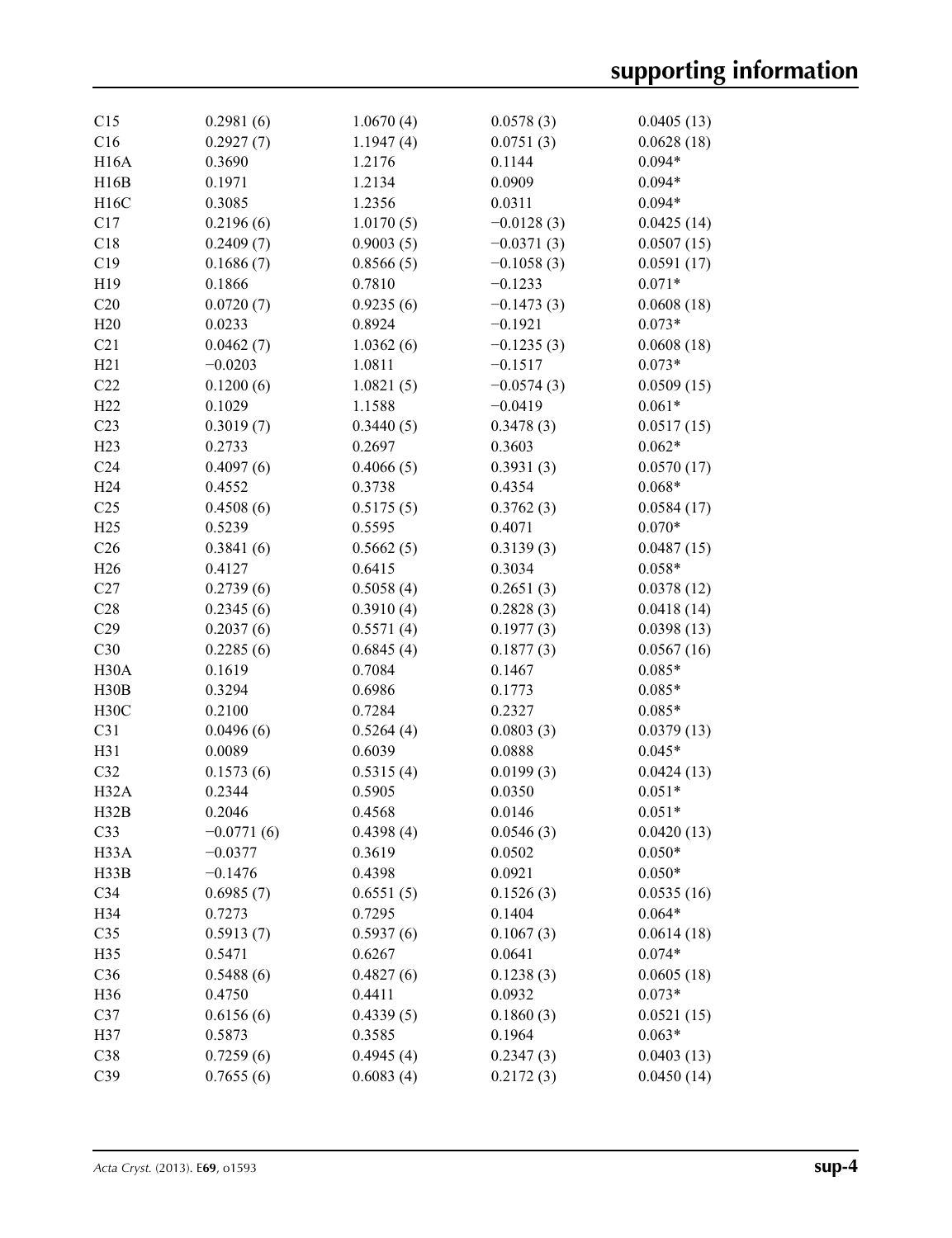| | | | | |
|---|---|---|---|---|
| C15 | 0.2981 (6) | 1.0670 (4) | 0.0578 (3) | 0.0405 (13) |
| C16 | 0.2927 (7) | 1.1947 (4) | 0.0751 (3) | 0.0628 (18) |
| H16A | 0.3690 | 1.2176 | 0.1144 | 0.094* |
| H16B | 0.1971 | 1.2134 | 0.0909 | 0.094* |
| H16C | 0.3085 | 1.2356 | 0.0311 | 0.094* |
| C17 | 0.2196 (6) | 1.0170 (5) | −0.0128 (3) | 0.0425 (14) |
| C18 | 0.2409 (7) | 0.9003 (5) | −0.0371 (3) | 0.0507 (15) |
| C19 | 0.1686 (7) | 0.8566 (5) | −0.1058 (3) | 0.0591 (17) |
| H19 | 0.1866 | 0.7810 | −0.1233 | 0.071* |
| C20 | 0.0720 (7) | 0.9235 (6) | −0.1473 (3) | 0.0608 (18) |
| H20 | 0.0233 | 0.8924 | −0.1921 | 0.073* |
| C21 | 0.0462 (7) | 1.0362 (6) | −0.1235 (3) | 0.0608 (18) |
| H21 | −0.0203 | 1.0811 | −0.1517 | 0.073* |
| C22 | 0.1200 (6) | 1.0821 (5) | −0.0574 (3) | 0.0509 (15) |
| H22 | 0.1029 | 1.1588 | −0.0419 | 0.061* |
| C23 | 0.3019 (7) | 0.3440 (5) | 0.3478 (3) | 0.0517 (15) |
| H23 | 0.2733 | 0.2697 | 0.3603 | 0.062* |
| C24 | 0.4097 (6) | 0.4066 (5) | 0.3931 (3) | 0.0570 (17) |
| H24 | 0.4552 | 0.3738 | 0.4354 | 0.068* |
| C25 | 0.4508 (6) | 0.5175 (5) | 0.3762 (3) | 0.0584 (17) |
| H25 | 0.5239 | 0.5595 | 0.4071 | 0.070* |
| C26 | 0.3841 (6) | 0.5662 (5) | 0.3139 (3) | 0.0487 (15) |
| H26 | 0.4127 | 0.6415 | 0.3034 | 0.058* |
| C27 | 0.2739 (6) | 0.5058 (4) | 0.2651 (3) | 0.0378 (12) |
| C28 | 0.2345 (6) | 0.3910 (4) | 0.2828 (3) | 0.0418 (14) |
| C29 | 0.2037 (6) | 0.5571 (4) | 0.1977 (3) | 0.0398 (13) |
| C30 | 0.2285 (6) | 0.6845 (4) | 0.1877 (3) | 0.0567 (16) |
| H30A | 0.1619 | 0.7084 | 0.1467 | 0.085* |
| H30B | 0.3294 | 0.6986 | 0.1773 | 0.085* |
| H30C | 0.2100 | 0.7284 | 0.2327 | 0.085* |
| C31 | 0.0496 (6) | 0.5264 (4) | 0.0803 (3) | 0.0379 (13) |
| H31 | 0.0089 | 0.6039 | 0.0888 | 0.045* |
| C32 | 0.1573 (6) | 0.5315 (4) | 0.0199 (3) | 0.0424 (13) |
| H32A | 0.2344 | 0.5905 | 0.0350 | 0.051* |
| H32B | 0.2046 | 0.4568 | 0.0146 | 0.051* |
| C33 | −0.0771 (6) | 0.4398 (4) | 0.0546 (3) | 0.0420 (13) |
| H33A | −0.0377 | 0.3619 | 0.0502 | 0.050* |
| H33B | −0.1476 | 0.4398 | 0.0921 | 0.050* |
| C34 | 0.6985 (7) | 0.6551 (5) | 0.1526 (3) | 0.0535 (16) |
| H34 | 0.7273 | 0.7295 | 0.1404 | 0.064* |
| C35 | 0.5913 (7) | 0.5937 (6) | 0.1067 (3) | 0.0614 (18) |
| H35 | 0.5471 | 0.6267 | 0.0641 | 0.074* |
| C36 | 0.5488 (6) | 0.4827 (6) | 0.1238 (3) | 0.0605 (18) |
| H36 | 0.4750 | 0.4411 | 0.0932 | 0.073* |
| C37 | 0.6156 (6) | 0.4339 (5) | 0.1860 (3) | 0.0521 (15) |
| H37 | 0.5873 | 0.3585 | 0.1964 | 0.063* |
| C38 | 0.7259 (6) | 0.4945 (4) | 0.2347 (3) | 0.0403 (13) |
| C39 | 0.7655 (6) | 0.6083 (4) | 0.2172 (3) | 0.0450 (14) |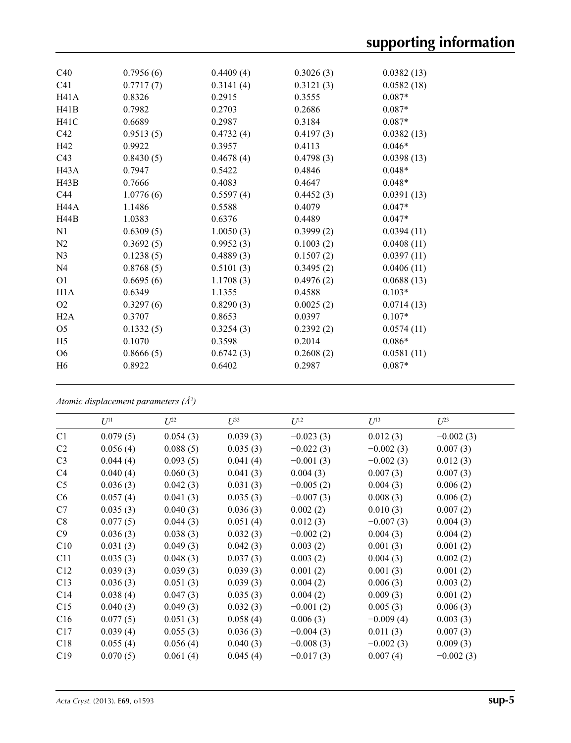| | | | | |
|---|---|---|---|---|
| C40 | 0.7956 (6) | 0.4409 (4) | 0.3026 (3) | 0.0382 (13) |
| C41 | 0.7717 (7) | 0.3141 (4) | 0.3121 (3) | 0.0582 (18) |
| H41A | 0.8326 | 0.2915 | 0.3555 | 0.087* |
| H41B | 0.7982 | 0.2703 | 0.2686 | 0.087* |
| H41C | 0.6689 | 0.2987 | 0.3184 | 0.087* |
| C42 | 0.9513 (5) | 0.4732 (4) | 0.4197 (3) | 0.0382 (13) |
| H42 | 0.9922 | 0.3957 | 0.4113 | 0.046* |
| C43 | 0.8430 (5) | 0.4678 (4) | 0.4798 (3) | 0.0398 (13) |
| H43A | 0.7947 | 0.5422 | 0.4846 | 0.048* |
| H43B | 0.7666 | 0.4083 | 0.4647 | 0.048* |
| C44 | 1.0776 (6) | 0.5597 (4) | 0.4452 (3) | 0.0391 (13) |
| H44A | 1.1486 | 0.5588 | 0.4079 | 0.047* |
| H44B | 1.0383 | 0.6376 | 0.4489 | 0.047* |
| N1 | 0.6309 (5) | 1.0050 (3) | 0.3999 (2) | 0.0394 (11) |
| N2 | 0.3692 (5) | 0.9952 (3) | 0.1003 (2) | 0.0408 (11) |
| N3 | 0.1238 (5) | 0.4889 (3) | 0.1507 (2) | 0.0397 (11) |
| N4 | 0.8768 (5) | 0.5101 (3) | 0.3495 (2) | 0.0406 (11) |
| O1 | 0.6695 (6) | 1.1708 (3) | 0.4976 (2) | 0.0688 (13) |
| H1A | 0.6349 | 1.1355 | 0.4588 | 0.103* |
| O2 | 0.3297 (6) | 0.8290 (3) | 0.0025 (2) | 0.0714 (13) |
| H2A | 0.3707 | 0.8653 | 0.0397 | 0.107* |
| O5 | 0.1332 (5) | 0.3254 (3) | 0.2392 (2) | 0.0574 (11) |
| H5 | 0.1070 | 0.3598 | 0.2014 | 0.086* |
| O6 | 0.8666 (5) | 0.6742 (3) | 0.2608 (2) | 0.0581 (11) |
| H6 | 0.8922 | 0.6402 | 0.2987 | 0.087* |

*Atomic displacement parameters (Å²)*

| | $U^{11}$ | $U^{22}$ | $U^{33}$ | $U^{12}$ | $U^{13}$ | $U^{23}$ |
|---|---|---|---|---|---|---|
| C1 | 0.079 (5) | 0.054 (3) | 0.039 (3) | −0.023 (3) | 0.012 (3) | −0.002 (3) |
| C2 | 0.056 (4) | 0.088 (5) | 0.035 (3) | −0.022 (3) | −0.002 (3) | 0.007 (3) |
| C3 | 0.044 (4) | 0.093 (5) | 0.041 (4) | −0.001 (3) | −0.002 (3) | 0.012 (3) |
| C4 | 0.040 (4) | 0.060 (3) | 0.041 (3) | 0.004 (3) | 0.007 (3) | 0.007 (3) |
| C5 | 0.036 (3) | 0.042 (3) | 0.031 (3) | −0.005 (2) | 0.004 (3) | 0.006 (2) |
| C6 | 0.057 (4) | 0.041 (3) | 0.035 (3) | −0.007 (3) | 0.008 (3) | 0.006 (2) |
| C7 | 0.035 (3) | 0.040 (3) | 0.036 (3) | 0.002 (2) | 0.010 (3) | 0.007 (2) |
| C8 | 0.077 (5) | 0.044 (3) | 0.051 (4) | 0.012 (3) | −0.007 (3) | 0.004 (3) |
| C9 | 0.036 (3) | 0.038 (3) | 0.032 (3) | −0.002 (2) | 0.004 (3) | 0.004 (2) |
| C10 | 0.031 (3) | 0.049 (3) | 0.042 (3) | 0.003 (2) | 0.001 (3) | 0.001 (2) |
| C11 | 0.035 (3) | 0.048 (3) | 0.037 (3) | 0.003 (2) | 0.004 (3) | 0.002 (2) |
| C12 | 0.039 (3) | 0.039 (3) | 0.039 (3) | 0.001 (2) | 0.001 (3) | 0.001 (2) |
| C13 | 0.036 (3) | 0.051 (3) | 0.039 (3) | 0.004 (2) | 0.006 (3) | 0.003 (2) |
| C14 | 0.038 (4) | 0.047 (3) | 0.035 (3) | 0.004 (2) | 0.009 (3) | 0.001 (2) |
| C15 | 0.040 (3) | 0.049 (3) | 0.032 (3) | −0.001 (2) | 0.005 (3) | 0.006 (3) |
| C16 | 0.077 (5) | 0.051 (3) | 0.058 (4) | 0.006 (3) | −0.009 (4) | 0.003 (3) |
| C17 | 0.039 (4) | 0.055 (3) | 0.036 (3) | −0.004 (3) | 0.011 (3) | 0.007 (3) |
| C18 | 0.055 (4) | 0.056 (4) | 0.040 (3) | −0.008 (3) | −0.002 (3) | 0.009 (3) |
| C19 | 0.070 (5) | 0.061 (4) | 0.045 (4) | −0.017 (3) | 0.007 (4) | −0.002 (3) |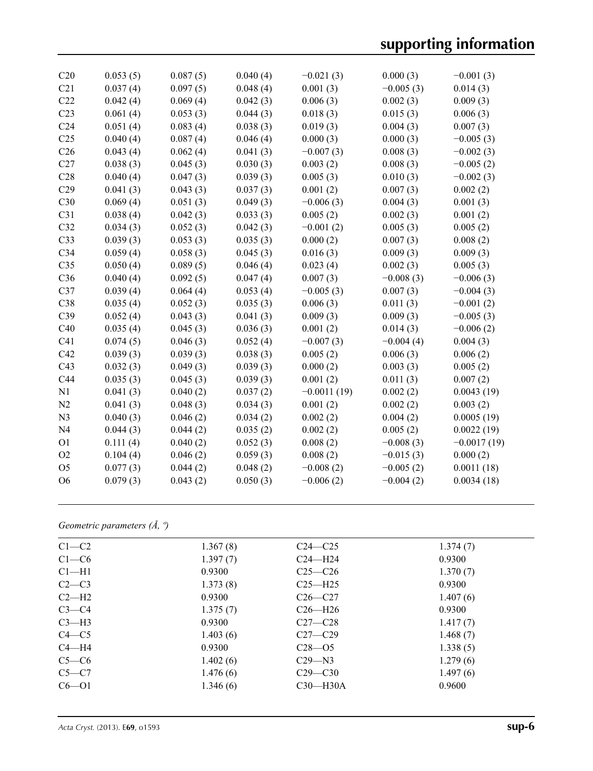| | | | | | | |
|---|---|---|---|---|---|---|
| C20 | 0.053 (5) | 0.087 (5) | 0.040 (4) | −0.021 (3) | 0.000 (3) | −0.001 (3) |
| C21 | 0.037 (4) | 0.097 (5) | 0.048 (4) | 0.001 (3) | −0.005 (3) | 0.014 (3) |
| C22 | 0.042 (4) | 0.069 (4) | 0.042 (3) | 0.006 (3) | 0.002 (3) | 0.009 (3) |
| C23 | 0.061 (4) | 0.053 (3) | 0.044 (3) | 0.018 (3) | 0.015 (3) | 0.006 (3) |
| C24 | 0.051 (4) | 0.083 (4) | 0.038 (3) | 0.019 (3) | 0.004 (3) | 0.007 (3) |
| C25 | 0.040 (4) | 0.087 (4) | 0.046 (4) | 0.000 (3) | 0.000 (3) | −0.005 (3) |
| C26 | 0.043 (4) | 0.062 (4) | 0.041 (3) | −0.007 (3) | 0.008 (3) | −0.002 (3) |
| C27 | 0.038 (3) | 0.045 (3) | 0.030 (3) | 0.003 (2) | 0.008 (3) | −0.005 (2) |
| C28 | 0.040 (4) | 0.047 (3) | 0.039 (3) | 0.005 (3) | 0.010 (3) | −0.002 (3) |
| C29 | 0.041 (3) | 0.043 (3) | 0.037 (3) | 0.001 (2) | 0.007 (3) | 0.002 (2) |
| C30 | 0.069 (4) | 0.051 (3) | 0.049 (3) | −0.006 (3) | 0.004 (3) | 0.001 (3) |
| C31 | 0.038 (4) | 0.042 (3) | 0.033 (3) | 0.005 (2) | 0.002 (3) | 0.001 (2) |
| C32 | 0.034 (3) | 0.052 (3) | 0.042 (3) | −0.001 (2) | 0.005 (3) | 0.005 (2) |
| C33 | 0.039 (3) | 0.053 (3) | 0.035 (3) | 0.000 (2) | 0.007 (3) | 0.008 (2) |
| C34 | 0.059 (4) | 0.058 (3) | 0.045 (3) | 0.016 (3) | 0.009 (3) | 0.009 (3) |
| C35 | 0.050 (4) | 0.089 (5) | 0.046 (4) | 0.023 (4) | 0.002 (3) | 0.005 (3) |
| C36 | 0.040 (4) | 0.092 (5) | 0.047 (4) | 0.007 (3) | −0.008 (3) | −0.006 (3) |
| C37 | 0.039 (4) | 0.064 (4) | 0.053 (4) | −0.005 (3) | 0.007 (3) | −0.004 (3) |
| C38 | 0.035 (4) | 0.052 (3) | 0.035 (3) | 0.006 (3) | 0.011 (3) | −0.001 (2) |
| C39 | 0.052 (4) | 0.043 (3) | 0.041 (3) | 0.009 (3) | 0.009 (3) | −0.005 (3) |
| C40 | 0.035 (4) | 0.045 (3) | 0.036 (3) | 0.001 (2) | 0.014 (3) | −0.006 (2) |
| C41 | 0.074 (5) | 0.046 (3) | 0.052 (4) | −0.007 (3) | −0.004 (4) | 0.004 (3) |
| C42 | 0.039 (3) | 0.039 (3) | 0.038 (3) | 0.005 (2) | 0.006 (3) | 0.006 (2) |
| C43 | 0.032 (3) | 0.049 (3) | 0.039 (3) | 0.000 (2) | 0.003 (3) | 0.005 (2) |
| C44 | 0.035 (3) | 0.045 (3) | 0.039 (3) | 0.001 (2) | 0.011 (3) | 0.007 (2) |
| N1 | 0.041 (3) | 0.040 (2) | 0.037 (2) | −0.0011 (19) | 0.002 (2) | 0.0043 (19) |
| N2 | 0.041 (3) | 0.048 (3) | 0.034 (3) | 0.001 (2) | 0.002 (2) | 0.003 (2) |
| N3 | 0.040 (3) | 0.046 (2) | 0.034 (2) | 0.002 (2) | 0.004 (2) | 0.0005 (19) |
| N4 | 0.044 (3) | 0.044 (2) | 0.035 (2) | 0.002 (2) | 0.005 (2) | 0.0022 (19) |
| O1 | 0.111 (4) | 0.040 (2) | 0.052 (3) | 0.008 (2) | −0.008 (3) | −0.0017 (19) |
| O2 | 0.104 (4) | 0.046 (2) | 0.059 (3) | 0.008 (2) | −0.015 (3) | 0.000 (2) |
| O5 | 0.077 (3) | 0.044 (2) | 0.048 (2) | −0.008 (2) | −0.005 (2) | 0.0011 (18) |
| O6 | 0.079 (3) | 0.043 (2) | 0.050 (3) | −0.006 (2) | −0.004 (2) | 0.0034 (18) |

*Geometric parameters (Å, º)*

| | | | |
|---|---|---|---|
| C1—C2 | 1.367 (8) | C24—C25 | 1.374 (7) |
| C1—C6 | 1.397 (7) | C24—H24 | 0.9300 |
| C1—H1 | 0.9300 | C25—C26 | 1.370 (7) |
| C2—C3 | 1.373 (8) | C25—H25 | 0.9300 |
| C2—H2 | 0.9300 | C26—C27 | 1.407 (6) |
| C3—C4 | 1.375 (7) | C26—H26 | 0.9300 |
| C3—H3 | 0.9300 | C27—C28 | 1.417 (7) |
| C4—C5 | 1.403 (6) | C27—C29 | 1.468 (7) |
| C4—H4 | 0.9300 | C28—O5 | 1.338 (5) |
| C5—C6 | 1.402 (6) | C29—N3 | 1.279 (6) |
| C5—C7 | 1.476 (6) | C29—C30 | 1.497 (6) |
| C6—O1 | 1.346 (6) | C30—H30A | 0.9600 |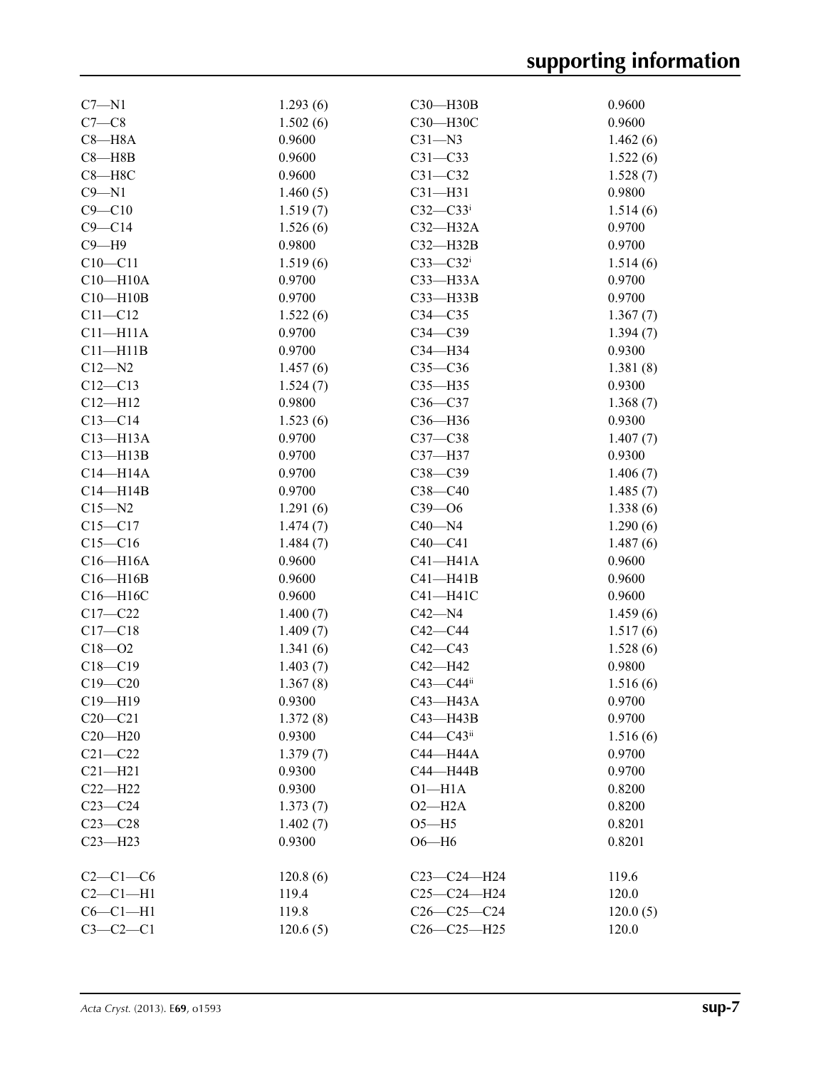| | | | |
|---|---|---|---|
| C7—N1 | 1.293 (6) | C30—H30B | 0.9600 |
| C7—C8 | 1.502 (6) | C30—H30C | 0.9600 |
| C8—H8A | 0.9600 | C31—N3 | 1.462 (6) |
| C8—H8B | 0.9600 | C31—C33 | 1.522 (6) |
| C8—H8C | 0.9600 | C31—C32 | 1.528 (7) |
| C9—N1 | 1.460 (5) | C31—H31 | 0.9800 |
| C9—C10 | 1.519 (7) | C32—C33$^{i}$ | 1.514 (6) |
| C9—C14 | 1.526 (6) | C32—H32A | 0.9700 |
| C9—H9 | 0.9800 | C32—H32B | 0.9700 |
| C10—C11 | 1.519 (6) | C33—C32$^{i}$ | 1.514 (6) |
| C10—H10A | 0.9700 | C33—H33A | 0.9700 |
| C10—H10B | 0.9700 | C33—H33B | 0.9700 |
| C11—C12 | 1.522 (6) | C34—C35 | 1.367 (7) |
| C11—H11A | 0.9700 | C34—C39 | 1.394 (7) |
| C11—H11B | 0.9700 | C34—H34 | 0.9300 |
| C12—N2 | 1.457 (6) | C35—C36 | 1.381 (8) |
| C12—C13 | 1.524 (7) | C35—H35 | 0.9300 |
| C12—H12 | 0.9800 | C36—C37 | 1.368 (7) |
| C13—C14 | 1.523 (6) | C36—H36 | 0.9300 |
| C13—H13A | 0.9700 | C37—C38 | 1.407 (7) |
| C13—H13B | 0.9700 | C37—H37 | 0.9300 |
| C14—H14A | 0.9700 | C38—C39 | 1.406 (7) |
| C14—H14B | 0.9700 | C38—C40 | 1.485 (7) |
| C15—N2 | 1.291 (6) | C39—O6 | 1.338 (6) |
| C15—C17 | 1.474 (7) | C40—N4 | 1.290 (6) |
| C15—C16 | 1.484 (7) | C40—C41 | 1.487 (6) |
| C16—H16A | 0.9600 | C41—H41A | 0.9600 |
| C16—H16B | 0.9600 | C41—H41B | 0.9600 |
| C16—H16C | 0.9600 | C41—H41C | 0.9600 |
| C17—C22 | 1.400 (7) | C42—N4 | 1.459 (6) |
| C17—C18 | 1.409 (7) | C42—C44 | 1.517 (6) |
| C18—O2 | 1.341 (6) | C42—C43 | 1.528 (6) |
| C18—C19 | 1.403 (7) | C42—H42 | 0.9800 |
| C19—C20 | 1.367 (8) | C43—C44$^{ii}$ | 1.516 (6) |
| C19—H19 | 0.9300 | C43—H43A | 0.9700 |
| C20—C21 | 1.372 (8) | C43—H43B | 0.9700 |
| C20—H20 | 0.9300 | C44—C43$^{ii}$ | 1.516 (6) |
| C21—C22 | 1.379 (7) | C44—H44A | 0.9700 |
| C21—H21 | 0.9300 | C44—H44B | 0.9700 |
| C22—H22 | 0.9300 | O1—H1A | 0.8200 |
| C23—C24 | 1.373 (7) | O2—H2A | 0.8200 |
| C23—C28 | 1.402 (7) | O5—H5 | 0.8201 |
| C23—H23 | 0.9300 | O6—H6 | 0.8201 |
| | | | |
| C2—C1—C6 | 120.8 (6) | C23—C24—H24 | 119.6 |
| C2—C1—H1 | 119.4 | C25—C24—H24 | 120.0 |
| C6—C1—H1 | 119.8 | C26—C25—C24 | 120.0 (5) |
| C3—C2—C1 | 120.6 (5) | C26—C25—H25 | 120.0 |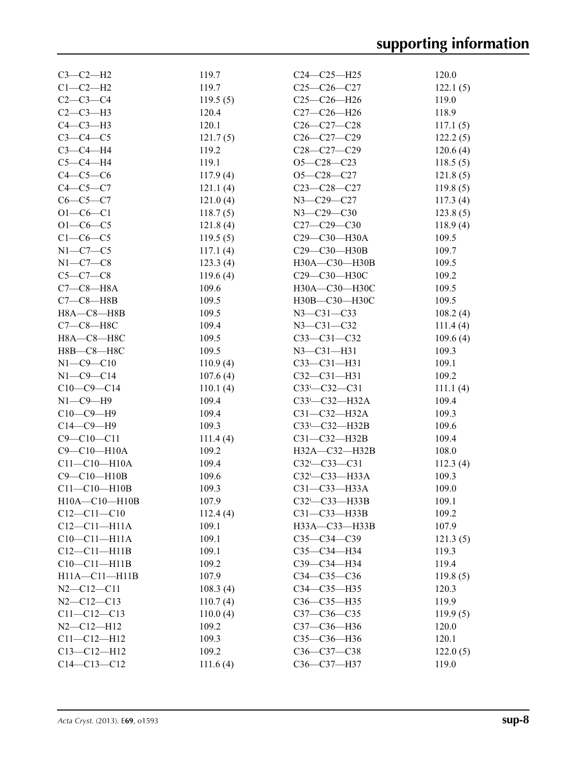| | | | |
|---|---|---|---|
| C3—C2—H2 | 119.7 | C24—C25—H25 | 120.0 |
| C1—C2—H2 | 119.7 | C25—C26—C27 | 122.1 (5) |
| C2—C3—C4 | 119.5 (5) | C25—C26—H26 | 119.0 |
| C2—C3—H3 | 120.4 | C27—C26—H26 | 118.9 |
| C4—C3—H3 | 120.1 | C26—C27—C28 | 117.1 (5) |
| C3—C4—C5 | 121.7 (5) | C26—C27—C29 | 122.2 (5) |
| C3—C4—H4 | 119.2 | C28—C27—C29 | 120.6 (4) |
| C5—C4—H4 | 119.1 | O5—C28—C23 | 118.5 (5) |
| C4—C5—C6 | 117.9 (4) | O5—C28—C27 | 121.8 (5) |
| C4—C5—C7 | 121.1 (4) | C23—C28—C27 | 119.8 (5) |
| C6—C5—C7 | 121.0 (4) | N3—C29—C27 | 117.3 (4) |
| O1—C6—C1 | 118.7 (5) | N3—C29—C30 | 123.8 (5) |
| O1—C6—C5 | 121.8 (4) | C27—C29—C30 | 118.9 (4) |
| C1—C6—C5 | 119.5 (5) | C29—C30—H30A | 109.5 |
| N1—C7—C5 | 117.1 (4) | C29—C30—H30B | 109.7 |
| N1—C7—C8 | 123.3 (4) | H30A—C30—H30B | 109.5 |
| C5—C7—C8 | 119.6 (4) | C29—C30—H30C | 109.2 |
| C7—C8—H8A | 109.6 | H30A—C30—H30C | 109.5 |
| C7—C8—H8B | 109.5 | H30B—C30—H30C | 109.5 |
| H8A—C8—H8B | 109.5 | N3—C31—C33 | 108.2 (4) |
| C7—C8—H8C | 109.4 | N3—C31—C32 | 111.4 (4) |
| H8A—C8—H8C | 109.5 | C33—C31—C32 | 109.6 (4) |
| H8B—C8—H8C | 109.5 | N3—C31—H31 | 109.3 |
| N1—C9—C10 | 110.9 (4) | C33—C31—H31 | 109.1 |
| N1—C9—C14 | 107.6 (4) | C32—C31—H31 | 109.2 |
| C10—C9—C14 | 110.1 (4) | C33$^{i}$—C32—C31 | 111.1 (4) |
| N1—C9—H9 | 109.4 | C33$^{i}$—C32—H32A | 109.4 |
| C10—C9—H9 | 109.4 | C31—C32—H32A | 109.3 |
| C14—C9—H9 | 109.3 | C33$^{i}$—C32—H32B | 109.6 |
| C9—C10—C11 | 111.4 (4) | C31—C32—H32B | 109.4 |
| C9—C10—H10A | 109.2 | H32A—C32—H32B | 108.0 |
| C11—C10—H10A | 109.4 | C32$^{i}$—C33—C31 | 112.3 (4) |
| C9—C10—H10B | 109.6 | C32$^{i}$—C33—H33A | 109.3 |
| C11—C10—H10B | 109.3 | C31—C33—H33A | 109.0 |
| H10A—C10—H10B | 107.9 | C32$^{i}$—C33—H33B | 109.1 |
| C12—C11—C10 | 112.4 (4) | C31—C33—H33B | 109.2 |
| C12—C11—H11A | 109.1 | H33A—C33—H33B | 107.9 |
| C10—C11—H11A | 109.1 | C35—C34—C39 | 121.3 (5) |
| C12—C11—H11B | 109.1 | C35—C34—H34 | 119.3 |
| C10—C11—H11B | 109.2 | C39—C34—H34 | 119.4 |
| H11A—C11—H11B | 107.9 | C34—C35—C36 | 119.8 (5) |
| N2—C12—C11 | 108.3 (4) | C34—C35—H35 | 120.3 |
| N2—C12—C13 | 110.7 (4) | C36—C35—H35 | 119.9 |
| C11—C12—C13 | 110.0 (4) | C37—C36—C35 | 119.9 (5) |
| N2—C12—H12 | 109.2 | C37—C36—H36 | 120.0 |
| C11—C12—H12 | 109.3 | C35—C36—H36 | 120.1 |
| C13—C12—H12 | 109.2 | C36—C37—C38 | 122.0 (5) |
| C14—C13—C12 | 111.6 (4) | C36—C37—H37 | 119.0 |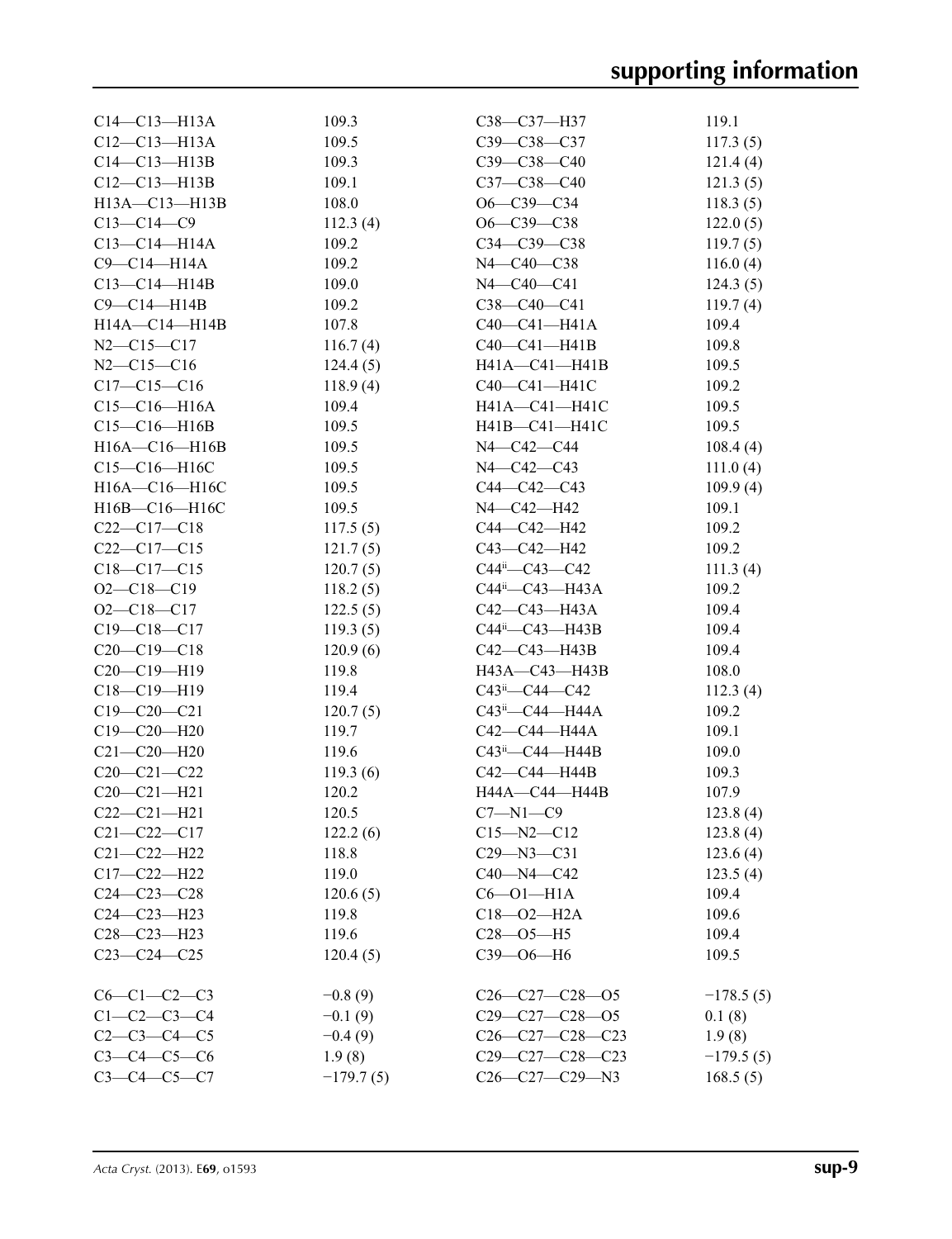| | | | |
|---|---|---|---|
| C14—C13—H13A | 109.3 | C38—C37—H37 | 119.1 |
| C12—C13—H13A | 109.5 | C39—C38—C37 | 117.3 (5) |
| C14—C13—H13B | 109.3 | C39—C38—C40 | 121.4 (4) |
| C12—C13—H13B | 109.1 | C37—C38—C40 | 121.3 (5) |
| H13A—C13—H13B | 108.0 | O6—C39—C34 | 118.3 (5) |
| C13—C14—C9 | 112.3 (4) | O6—C39—C38 | 122.0 (5) |
| C13—C14—H14A | 109.2 | C34—C39—C38 | 119.7 (5) |
| C9—C14—H14A | 109.2 | N4—C40—C38 | 116.0 (4) |
| C13—C14—H14B | 109.0 | N4—C40—C41 | 124.3 (5) |
| C9—C14—H14B | 109.2 | C38—C40—C41 | 119.7 (4) |
| H14A—C14—H14B | 107.8 | C40—C41—H41A | 109.4 |
| N2—C15—C17 | 116.7 (4) | C40—C41—H41B | 109.8 |
| N2—C15—C16 | 124.4 (5) | H41A—C41—H41B | 109.5 |
| C17—C15—C16 | 118.9 (4) | C40—C41—H41C | 109.2 |
| C15—C16—H16A | 109.4 | H41A—C41—H41C | 109.5 |
| C15—C16—H16B | 109.5 | H41B—C41—H41C | 109.5 |
| H16A—C16—H16B | 109.5 | N4—C42—C44 | 108.4 (4) |
| C15—C16—H16C | 109.5 | N4—C42—C43 | 111.0 (4) |
| H16A—C16—H16C | 109.5 | C44—C42—C43 | 109.9 (4) |
| H16B—C16—H16C | 109.5 | N4—C42—H42 | 109.1 |
| C22—C17—C18 | 117.5 (5) | C44—C42—H42 | 109.2 |
| C22—C17—C15 | 121.7 (5) | C43—C42—H42 | 109.2 |
| C18—C17—C15 | 120.7 (5) | C44$^{ii}$—C43—C42 | 111.3 (4) |
| O2—C18—C19 | 118.2 (5) | C44$^{ii}$—C43—H43A | 109.2 |
| O2—C18—C17 | 122.5 (5) | C42—C43—H43A | 109.4 |
| C19—C18—C17 | 119.3 (5) | C44$^{ii}$—C43—H43B | 109.4 |
| C20—C19—C18 | 120.9 (6) | C42—C43—H43B | 109.4 |
| C20—C19—H19 | 119.8 | H43A—C43—H43B | 108.0 |
| C18—C19—H19 | 119.4 | C43$^{ii}$—C44—C42 | 112.3 (4) |
| C19—C20—C21 | 120.7 (5) | C43$^{ii}$—C44—H44A | 109.2 |
| C19—C20—H20 | 119.7 | C42—C44—H44A | 109.1 |
| C21—C20—H20 | 119.6 | C43$^{ii}$—C44—H44B | 109.0 |
| C20—C21—C22 | 119.3 (6) | C42—C44—H44B | 109.3 |
| C20—C21—H21 | 120.2 | H44A—C44—H44B | 107.9 |
| C22—C21—H21 | 120.5 | C7—N1—C9 | 123.8 (4) |
| C21—C22—C17 | 122.2 (6) | C15—N2—C12 | 123.8 (4) |
| C21—C22—H22 | 118.8 | C29—N3—C31 | 123.6 (4) |
| C17—C22—H22 | 119.0 | C40—N4—C42 | 123.5 (4) |
| C24—C23—C28 | 120.6 (5) | C6—O1—H1A | 109.4 |
| C24—C23—H23 | 119.8 | C18—O2—H2A | 109.6 |
| C28—C23—H23 | 119.6 | C28—O5—H5 | 109.4 |
| C23—C24—C25 | 120.4 (5) | C39—O6—H6 | 109.5 |

| | | | |
|---|---|---|---|
| C6—C1—C2—C3 | −0.8 (9) | C26—C27—C28—O5 | −178.5 (5) |
| C1—C2—C3—C4 | −0.1 (9) | C29—C27—C28—O5 | 0.1 (8) |
| C2—C3—C4—C5 | −0.4 (9) | C26—C27—C28—C23 | 1.9 (8) |
| C3—C4—C5—C6 | 1.9 (8) | C29—C27—C28—C23 | −179.5 (5) |
| C3—C4—C5—C7 | −179.7 (5) | C26—C27—C29—N3 | 168.5 (5) |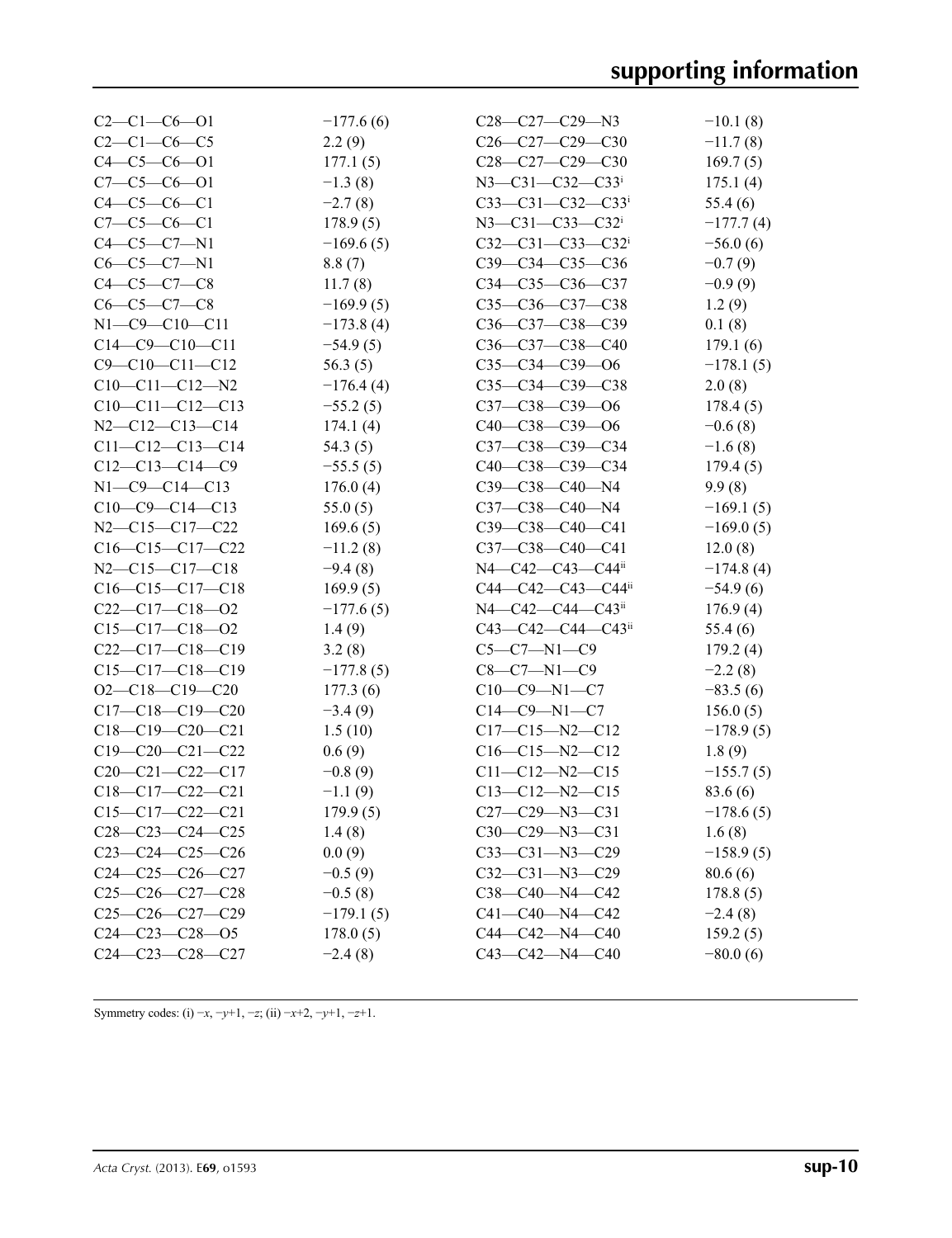| | | | |
|---|---|---|---|
| C2—C1—C6—O1 | −177.6 (6) | C28—C27—C29—N3 | −10.1 (8) |
| C2—C1—C6—C5 | 2.2 (9) | C26—C27—C29—C30 | −11.7 (8) |
| C4—C5—C6—O1 | 177.1 (5) | C28—C27—C29—C30 | 169.7 (5) |
| C7—C5—C6—O1 | −1.3 (8) | N3—C31—C32—C33$^{i}$ | 175.1 (4) |
| C4—C5—C6—C1 | −2.7 (8) | C33—C31—C32—C33$^{i}$ | 55.4 (6) |
| C7—C5—C6—C1 | 178.9 (5) | N3—C31—C33—C32$^{i}$ | −177.7 (4) |
| C4—C5—C7—N1 | −169.6 (5) | C32—C31—C33—C32$^{i}$ | −56.0 (6) |
| C6—C5—C7—N1 | 8.8 (7) | C39—C34—C35—C36 | −0.7 (9) |
| C4—C5—C7—C8 | 11.7 (8) | C34—C35—C36—C37 | −0.9 (9) |
| C6—C5—C7—C8 | −169.9 (5) | C35—C36—C37—C38 | 1.2 (9) |
| N1—C9—C10—C11 | −173.8 (4) | C36—C37—C38—C39 | 0.1 (8) |
| C14—C9—C10—C11 | −54.9 (5) | C36—C37—C38—C40 | 179.1 (6) |
| C9—C10—C11—C12 | 56.3 (5) | C35—C34—C39—O6 | −178.1 (5) |
| C10—C11—C12—N2 | −176.4 (4) | C35—C34—C39—C38 | 2.0 (8) |
| C10—C11—C12—C13 | −55.2 (5) | C37—C38—C39—O6 | 178.4 (5) |
| N2—C12—C13—C14 | 174.1 (4) | C40—C38—C39—O6 | −0.6 (8) |
| C11—C12—C13—C14 | 54.3 (5) | C37—C38—C39—C34 | −1.6 (8) |
| C12—C13—C14—C9 | −55.5 (5) | C40—C38—C39—C34 | 179.4 (5) |
| N1—C9—C14—C13 | 176.0 (4) | C39—C38—C40—N4 | 9.9 (8) |
| C10—C9—C14—C13 | 55.0 (5) | C37—C38—C40—N4 | −169.1 (5) |
| N2—C15—C17—C22 | 169.6 (5) | C39—C38—C40—C41 | −169.0 (5) |
| C16—C15—C17—C22 | −11.2 (8) | C37—C38—C40—C41 | 12.0 (8) |
| N2—C15—C17—C18 | −9.4 (8) | N4—C42—C43—C44$^{ii}$ | −174.8 (4) |
| C16—C15—C17—C18 | 169.9 (5) | C44—C42—C43—C44$^{ii}$ | −54.9 (6) |
| C22—C17—C18—O2 | −177.6 (5) | N4—C42—C44—C43$^{ii}$ | 176.9 (4) |
| C15—C17—C18—O2 | 1.4 (9) | C43—C42—C44—C43$^{ii}$ | 55.4 (6) |
| C22—C17—C18—C19 | 3.2 (8) | C5—C7—N1—C9 | 179.2 (4) |
| C15—C17—C18—C19 | −177.8 (5) | C8—C7—N1—C9 | −2.2 (8) |
| O2—C18—C19—C20 | 177.3 (6) | C10—C9—N1—C7 | −83.5 (6) |
| C17—C18—C19—C20 | −3.4 (9) | C14—C9—N1—C7 | 156.0 (5) |
| C18—C19—C20—C21 | 1.5 (10) | C17—C15—N2—C12 | −178.9 (5) |
| C19—C20—C21—C22 | 0.6 (9) | C16—C15—N2—C12 | 1.8 (9) |
| C20—C21—C22—C17 | −0.8 (9) | C11—C12—N2—C15 | −155.7 (5) |
| C18—C17—C22—C21 | −1.1 (9) | C13—C12—N2—C15 | 83.6 (6) |
| C15—C17—C22—C21 | 179.9 (5) | C27—C29—N3—C31 | −178.6 (5) |
| C28—C23—C24—C25 | 1.4 (8) | C30—C29—N3—C31 | 1.6 (8) |
| C23—C24—C25—C26 | 0.0 (9) | C33—C31—N3—C29 | −158.9 (5) |
| C24—C25—C26—C27 | −0.5 (9) | C32—C31—N3—C29 | 80.6 (6) |
| C25—C26—C27—C28 | −0.5 (8) | C38—C40—N4—C42 | 178.8 (5) |
| C25—C26—C27—C29 | −179.1 (5) | C41—C40—N4—C42 | −2.4 (8) |
| C24—C23—C28—O5 | 178.0 (5) | C44—C42—N4—C40 | 159.2 (5) |
| C24—C23—C28—C27 | −2.4 (8) | C43—C42—N4—C40 | −80.0 (6) |

Symmetry codes: (i) −*x*, −*y*+1, −*z*; (ii) −*x*+2, −*y*+1, −*z*+1.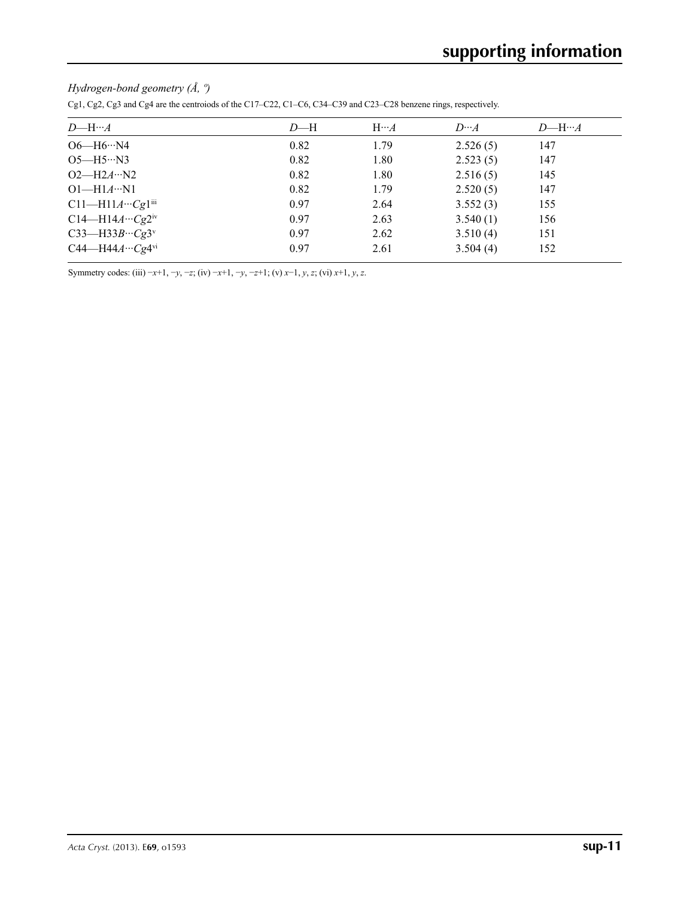*Hydrogen-bond geometry (Å, º)*

Cg1, Cg2, Cg3 and Cg4 are the centroiods of the C17–C22, C1–C6, C34–C39 and C23–C28 benzene rings, respectively.

| *D*—H···*A* | *D*—H | H···*A* | *D*···*A* | *D*—H···*A* |
|---|---|---|---|---|
| O6—H6···N4 | 0.82 | 1.79 | 2.526 (5) | 147 |
| O5—H5···N3 | 0.82 | 1.80 | 2.523 (5) | 147 |
| O2—H2*A*···N2 | 0.82 | 1.80 | 2.516 (5) | 145 |
| O1—H1*A*···N1 | 0.82 | 1.79 | 2.520 (5) | 147 |
| C11—H11*A*···*Cg*1$^{iii}$ | 0.97 | 2.64 | 3.552 (3) | 155 |
| C14—H14*A*···*Cg*2$^{iv}$ | 0.97 | 2.63 | 3.540 (1) | 156 |
| C33—H33*B*···*Cg*3$^{v}$ | 0.97 | 2.62 | 3.510 (4) | 151 |
| C44—H44*A*···*Cg*4$^{vi}$ | 0.97 | 2.61 | 3.504 (4) | 152 |

Symmetry codes: (iii) −*x*+1, −*y*, −*z*; (iv) −*x*+1, −*y*, −*z*+1; (v) *x*−1, *y*, *z*; (vi) *x*+1, *y*, *z*.